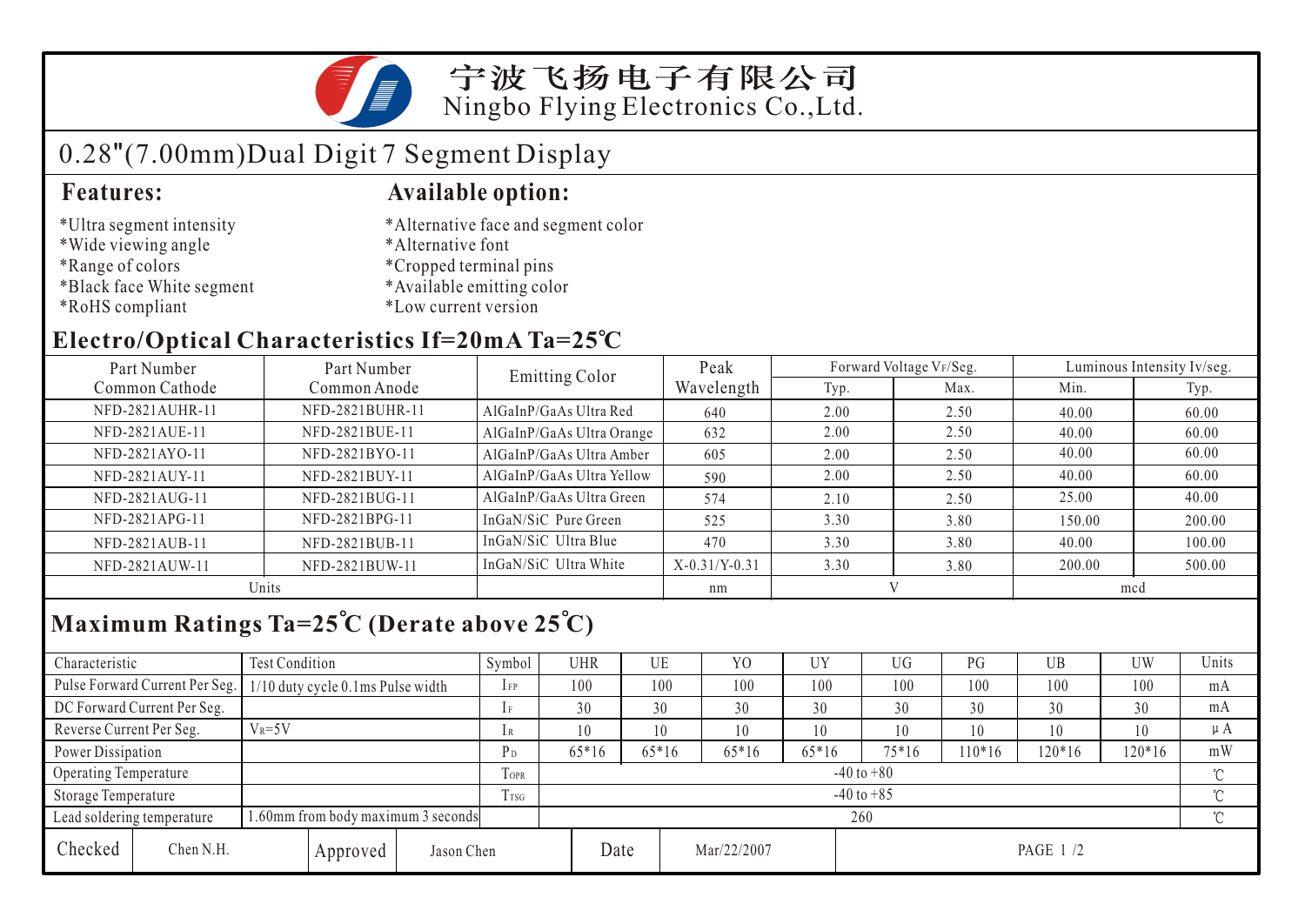# 宁波飞扬电子有限公司

Ningbo Flying Electronics Co.,Ltd.

## 0.28"(7.00mm)Dual Digit 7 Segment Display

### Features:

*Ultra segment intensity
*Wide viewing angle
*Range of colors
*Black face White segment
*RoHS compliant

### Available option:

*Alternative face and segment color
*Alternative font
*Cropped terminal pins
*Available emitting color
*Low current version

### Electro/Optical Characteristics If=20mA Ta=25℃

| Part Number Common Cathode | Part Number Common Anode | Emitting Color | Peak Wavelength | Forward Voltage $V_F$/Seg. | | Luminous Intensity Iv/seg. | |
|---|---|---|---|---|---|---|---|
| | | | | Typ. | Max. | Min. | Typ. |
| NFD-2821AUHR-11 | NFD-2821BUHR-11 | AlGaInP/GaAs Ultra Red | 640 | 2.00 | 2.50 | 40.00 | 60.00 |
| NFD-2821AUE-11 | NFD-2821BUE-11 | AlGaInP/GaAs Ultra Orange | 632 | 2.00 | 2.50 | 40.00 | 60.00 |
| NFD-2821AYO-11 | NFD-2821BYO-11 | AlGaInP/GaAs Ultra Amber | 605 | 2.00 | 2.50 | 40.00 | 60.00 |
| NFD-2821AUY-11 | NFD-2821BUY-11 | AlGaInP/GaAs Ultra Yellow | 590 | 2.00 | 2.50 | 40.00 | 60.00 |
| NFD-2821AUG-11 | NFD-2821BUG-11 | AlGaInP/GaAs Ultra Green | 574 | 2.10 | 2.50 | 25.00 | 40.00 |
| NFD-2821APG-11 | NFD-2821BPG-11 | InGaN/SiC Pure Green | 525 | 3.30 | 3.80 | 150.00 | 200.00 |
| NFD-2821AUB-11 | NFD-2821BUB-11 | InGaN/SiC Ultra Blue | 470 | 3.30 | 3.80 | 40.00 | 100.00 |
| NFD-2821AUW-11 | NFD-2821BUW-11 | InGaN/SiC Ultra White | X-0.31/Y-0.31 | 3.30 | 3.80 | 200.00 | 500.00 |
| Units | | | nm | V | | mcd | |

### Maximum Ratings Ta=25℃ (Derate above 25℃)

| Characteristic | Test Condition | Symbol | UHR | UE | YO | UY | UG | PG | UB | UW | Units |
|---|---|---|---|---|---|---|---|---|---|---|---|
| Pulse Forward Current Per Seg. | 1/10 duty cycle 0.1ms Pulse width | $I_{FP}$ | 100 | 100 | 100 | 100 | 100 | 100 | 100 | 100 | mA |
| DC Forward Current Per Seg. | | $I_F$ | 30 | 30 | 30 | 30 | 30 | 30 | 30 | 30 | mA |
| Reverse Current Per Seg. | $V_R$=5V | $I_R$ | 10 | 10 | 10 | 10 | 10 | 10 | 10 | 10 | μA |
| Power Dissipation | | $P_D$ | 65*16 | 65*16 | 65*16 | 65*16 | 75*16 | 110*16 | 120*16 | 120*16 | mW |
| Operating Temperature | | $T_{OPR}$ | -40 to +80 | | | | | | | | ℃ |
| Storage Temperature | | $T_{TSG}$ | -40 to +85 | | | | | | | | ℃ |
| Lead soldering temperature | 1.60mm from body maximum 3 seconds | | 260 | | | | | | | | ℃ |

| Checked | Chen N.H. | Approved | Jason Chen | Date | Mar/22/2007 |
|---|---|---|---|---|---|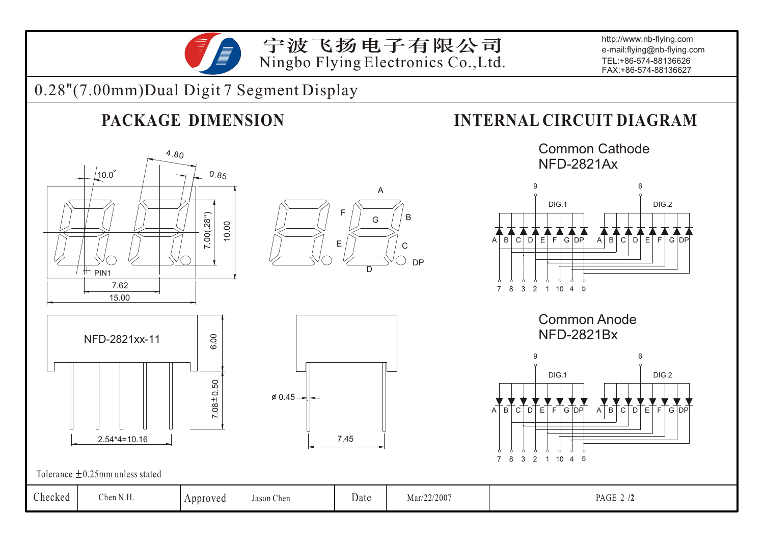宁波飞扬电子有限公司
Ningbo Flying Electronics Co.,Ltd.

http://www.nb-flying.com
e-mail:flying@nb-flying.com
TEL:+86-574-88136626
FAX:+86-574-88136627

## 0.28"(7.00mm)Dual Digit 7 Segment Display

### PACKAGE DIMENSION

4.80
10.0°
0.85
7.00(.28")
10.00
PIN1
7.62
15.00

A
F
G
B
E
C
D
DP

NFD-2821xx-11
6.00
7.08±0.50
2.54*4=10.16
ø 0.45
7.45

### INTERNAL CIRCUIT DIAGRAM

Common Cathode
NFD-2821Ax

9
6
DIG.1
DIG.2
A B C D E F G DP A B C D E F G DP
7 8 3 2 1 10 4 5

Common Anode
NFD-2821Bx

9
6
DIG.1
DIG.2
A B C D E F G DP A B C D E F G DP
7 8 3 2 1 10 4 5

Tolerance ±0.25mm unless stated

| | | | | | | |
|---|---|---|---|---|---|---|
| Checked | Chen N.H. | Approved | Jason Chen | Date | Mar/22/2007 | PAGE 2 /2 |